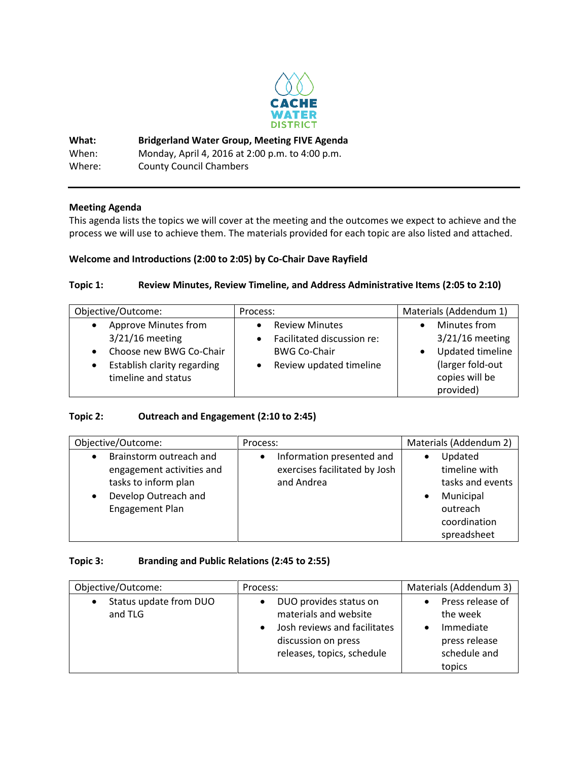CACHE WATER DISTRICT

**What:** **Bridgerland Water Group, Meeting FIVE Agenda**
When: Monday, April 4, 2016 at 2:00 p.m. to 4:00 p.m.
Where: County Council Chambers

---

**Meeting Agenda**

This agenda lists the topics we will cover at the meeting and the outcomes we expect to achieve and the process we will use to achieve them. The materials provided for each topic are also listed and attached.

**Welcome and Introductions (2:00 to 2:05) by Co-Chair Dave Rayfield**

**Topic 1: Review Minutes, Review Timeline, and Address Administrative Items (2:05 to 2:10)**

| Objective/Outcome: | Process: | Materials (Addendum 1) |
|---|---|---|
| • Approve Minutes from 3/21/16 meeting<br>• Choose new BWG Co-Chair<br>• Establish clarity regarding timeline and status | • Review Minutes<br>• Facilitated discussion re: BWG Co-Chair<br>• Review updated timeline | • Minutes from 3/21/16 meeting<br>• Updated timeline (larger fold-out copies will be provided) |

**Topic 2: Outreach and Engagement (2:10 to 2:45)**

| Objective/Outcome: | Process: | Materials (Addendum 2) |
|---|---|---|
| • Brainstorm outreach and engagement activities and tasks to inform plan<br>• Develop Outreach and Engagement Plan | • Information presented and exercises facilitated by Josh and Andrea | • Updated timeline with tasks and events<br>• Municipal outreach coordination spreadsheet |

**Topic 3: Branding and Public Relations (2:45 to 2:55)**

| Objective/Outcome: | Process: | Materials (Addendum 3) |
|---|---|---|
| • Status update from DUO and TLG | • DUO provides status on materials and website<br>• Josh reviews and facilitates discussion on press releases, topics, schedule | • Press release of the week<br>• Immediate press release schedule and topics |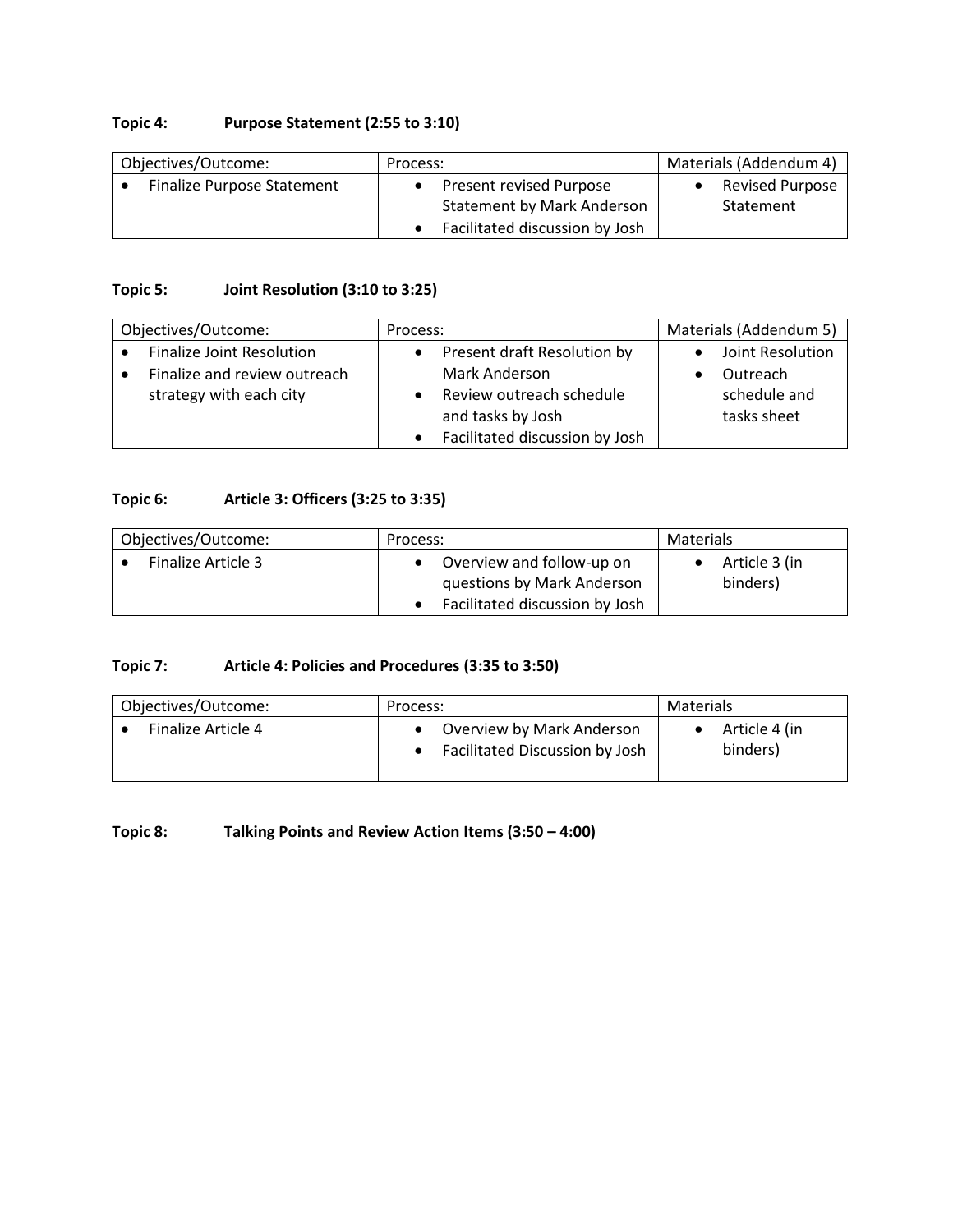**Topic 4: Purpose Statement (2:55 to 3:10)**

| Objectives/Outcome: | Process: | Materials (Addendum 4) |
| --- | --- | --- |
| • Finalize Purpose Statement | • Present revised Purpose Statement by Mark Anderson<br>• Facilitated discussion by Josh | • Revised Purpose Statement |

**Topic 5: Joint Resolution (3:10 to 3:25)**

| Objectives/Outcome: | Process: | Materials (Addendum 5) |
| --- | --- | --- |
| • Finalize Joint Resolution<br>• Finalize and review outreach strategy with each city | • Present draft Resolution by Mark Anderson<br>• Review outreach schedule and tasks by Josh<br>• Facilitated discussion by Josh | • Joint Resolution<br>• Outreach schedule and tasks sheet |

**Topic 6: Article 3: Officers (3:25 to 3:35)**

| Objectives/Outcome: | Process: | Materials |
| --- | --- | --- |
| • Finalize Article 3 | • Overview and follow-up on questions by Mark Anderson<br>• Facilitated discussion by Josh | • Article 3 (in binders) |

**Topic 7: Article 4: Policies and Procedures (3:35 to 3:50)**

| Objectives/Outcome: | Process: | Materials |
| --- | --- | --- |
| • Finalize Article 4 | • Overview by Mark Anderson<br>• Facilitated Discussion by Josh | • Article 4 (in binders) |

**Topic 8: Talking Points and Review Action Items (3:50 – 4:00)**